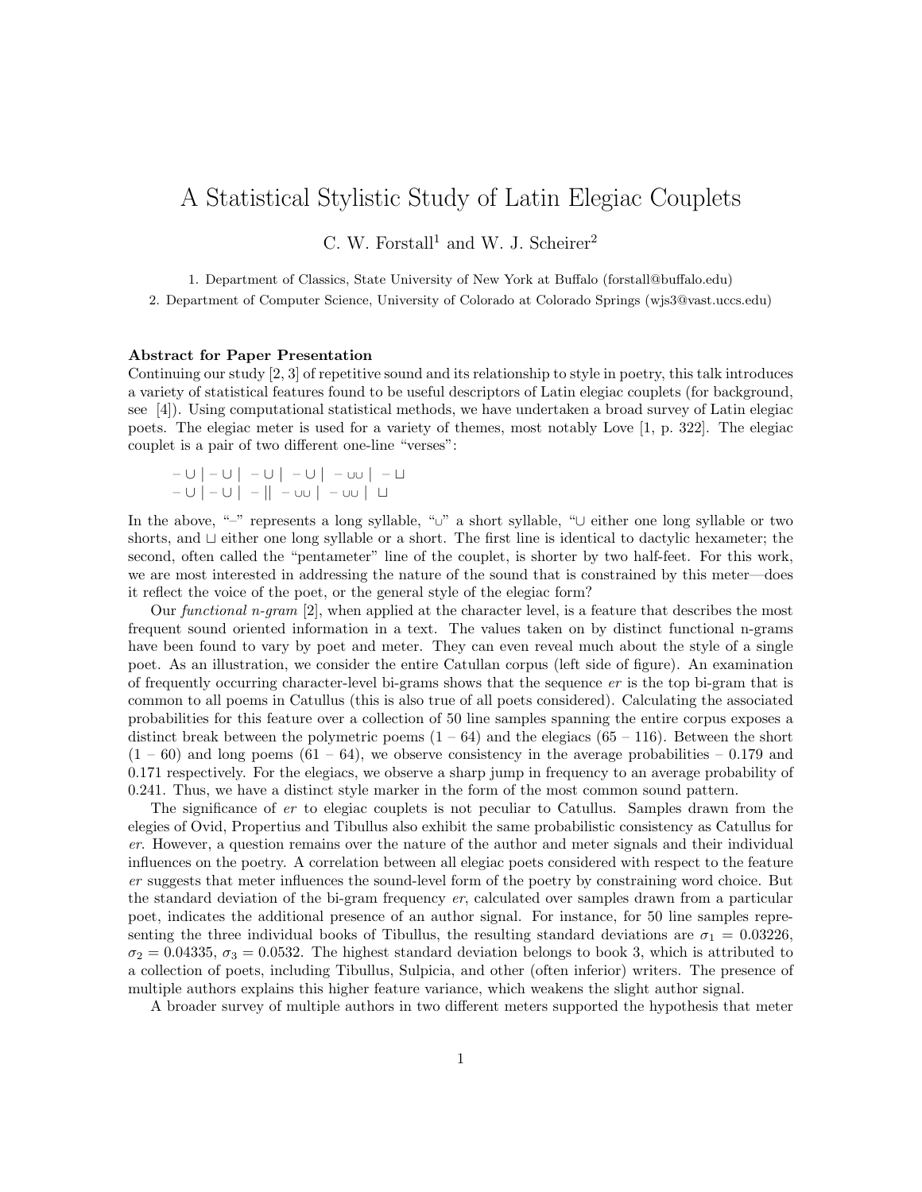# A Statistical Stylistic Study of Latin Elegiac Couplets

C. W. Forstall[1] and W. J. Scheirer[2]

1. Department of Classics, State University of New York at Buffalo (forstall@buffalo.edu)
2. Department of Computer Science, University of Colorado at Colorado Springs (wjs3@vast.uccs.edu)

**Abstract for Paper Presentation**

Continuing our study [2, 3] of repetitive sound and its relationship to style in poetry, this talk introduces a variety of statistical features found to be useful descriptors of Latin elegiac couplets (for background, see [4]). Using computational statistical methods, we have undertaken a broad survey of Latin elegiac poets. The elegiac meter is used for a variety of themes, most notably Love [1, p. 322]. The elegiac couplet is a pair of two different one-line "verses":

> – ∪ | – ∪ | – ∪ | – ∪ | – ∪∪ | – ⊔
> – ∪ | – ∪ | – || – ∪∪ | – ∪∪ | ⊔

In the above, "–" represents a long syllable, "∪" a short syllable, "∪ either one long syllable or two shorts, and ⊔ either one long syllable or a short. The first line is identical to dactylic hexameter; the second, often called the "pentameter" line of the couplet, is shorter by two half-feet. For this work, we are most interested in addressing the nature of the sound that is constrained by this meter—does it reflect the voice of the poet, or the general style of the elegiac form?

Our *functional n-gram* [2], when applied at the character level, is a feature that describes the most frequent sound oriented information in a text. The values taken on by distinct functional n-grams have been found to vary by poet and meter. They can even reveal much about the style of a single poet. As an illustration, we consider the entire Catullan corpus (left side of figure). An examination of frequently occurring character-level bi-grams shows that the sequence *er* is the top bi-gram that is common to all poems in Catullus (this is also true of all poets considered). Calculating the associated probabilities for this feature over a collection of 50 line samples spanning the entire corpus exposes a distinct break between the polymetric poems (1 – 64) and the elegiacs (65 – 116). Between the short (1 – 60) and long poems (61 – 64), we observe consistency in the average probabilities – 0.179 and 0.171 respectively. For the elegiacs, we observe a sharp jump in frequency to an average probability of 0.241. Thus, we have a distinct style marker in the form of the most common sound pattern.

The significance of *er* to elegiac couplets is not peculiar to Catullus. Samples drawn from the elegies of Ovid, Propertius and Tibullus also exhibit the same probabilistic consistency as Catullus for *er*. However, a question remains over the nature of the author and meter signals and their individual influences on the poetry. A correlation between all elegiac poets considered with respect to the feature *er* suggests that meter influences the sound-level form of the poetry by constraining word choice. But the standard deviation of the bi-gram frequency *er*, calculated over samples drawn from a particular poet, indicates the additional presence of an author signal. For instance, for 50 line samples representing the three individual books of Tibullus, the resulting standard deviations are $\sigma_1 = 0.03226$, $\sigma_2 = 0.04335$, $\sigma_3 = 0.0532$. The highest standard deviation belongs to book 3, which is attributed to a collection of poets, including Tibullus, Sulpicia, and other (often inferior) writers. The presence of multiple authors explains this higher feature variance, which weakens the slight author signal.

A broader survey of multiple authors in two different meters supported the hypothesis that meter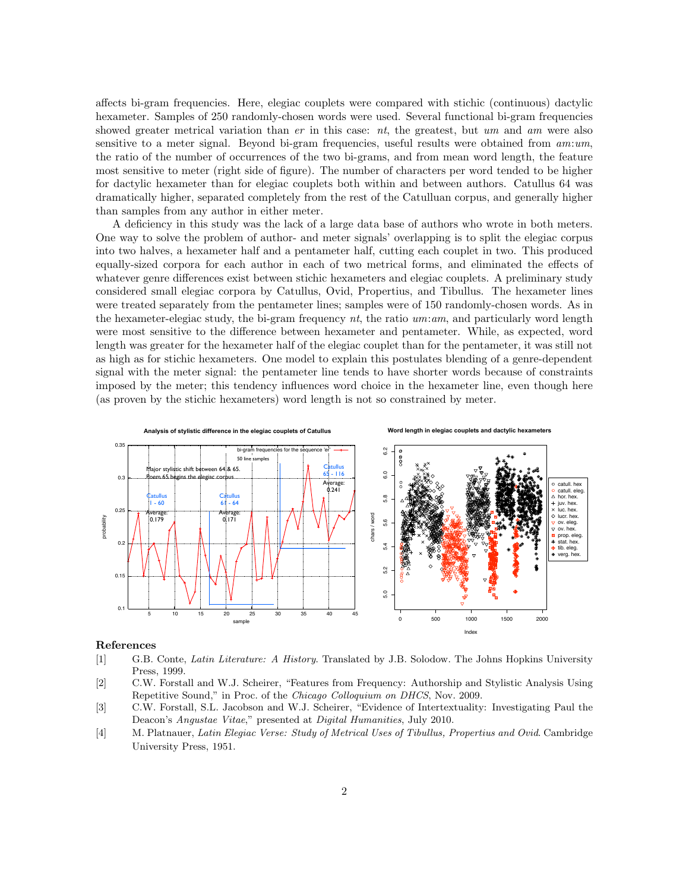affects bi-gram frequencies. Here, elegiac couplets were compared with stichic (continuous) dactylic hexameter. Samples of 250 randomly-chosen words were used. Several functional bi-gram frequencies showed greater metrical variation than *er* in this case: *nt*, the greatest, but *um* and *am* were also sensitive to a meter signal. Beyond bi-gram frequencies, useful results were obtained from *am*:*um*, the ratio of the number of occurrences of the two bi-grams, and from mean word length, the feature most sensitive to meter (right side of figure). The number of characters per word tended to be higher for dactylic hexameter than for elegiac couplets both within and between authors. Catullus 64 was dramatically higher, separated completely from the rest of the Catullan corpus, and generally higher than samples from any author in either meter.

A deficiency in this study was the lack of a large data base of authors who wrote in both meters. One way to solve the problem of author- and meter signals' overlapping is to split the elegiac corpus into two halves, a hexameter half and a pentameter half, cutting each couplet in two. This produced equally-sized corpora for each author in each of two metrical forms, and eliminated the effects of whatever genre differences exist between stichic hexameters and elegiac couplets. A preliminary study considered small elegiac corpora by Catullus, Ovid, Propertius, and Tibullus. The hexameter lines were treated separately from the pentameter lines; samples were of 150 randomly-chosen words. As in the hexameter-elegiac study, the bi-gram frequency *nt*, the ratio *um*:*am*, and particularly word length were most sensitive to the difference between hexameter and pentameter. While, as expected, word length was greater for the hexameter half of the elegiac couplet than for the pentameter, it was still not as high as for stichic hexameters. One model to explain this postulates blending of a genre-dependent signal with the meter signal: the pentameter line tends to have shorter words because of constraints imposed by the meter; this tendency influences word choice in the hexameter line, even though here (as proven by the stichic hexameters) word length is not so constrained by meter.

Analysis of stylistic difference in the elegiac couplets of Catullus

bi-gram frequencies for the sequence 'er'
50 line samples
Major stylistic shift between 64 & 65.
Poem 65 begins the elegiac corpus.
Catullus 1 - 60
Average: 0.179
Catullus 61 - 64
Average: 0.171
Catullus 65 - 116
Average: 0.241
probability
sample

Word length in elegiac couplets and dactylic hexameters

chars / word
Index
catull. hex
catull. eleg.
hor. hex.
juv. hex.
luc. hex.
lucr. hex.
ov. eleg.
ov. hex.
prop. eleg.
stat. hex.
tib. eleg.
verg. hex.

## References

[1] G.B. Conte, *Latin Literature: A History*. Translated by J.B. Solodow. The Johns Hopkins University Press, 1999.

[2] C.W. Forstall and W.J. Scheirer, "Features from Frequency: Authorship and Stylistic Analysis Using Repetitive Sound," in Proc. of the *Chicago Colloquium on DHCS*, Nov. 2009.

[3] C.W. Forstall, S.L. Jacobson and W.J. Scheirer, "Evidence of Intertextuality: Investigating Paul the Deacon's *Angustae Vitae*," presented at *Digital Humanities*, July 2010.

[4] M. Platnauer, *Latin Elegiac Verse: Study of Metrical Uses of Tibullus, Propertius and Ovid*. Cambridge University Press, 1951.